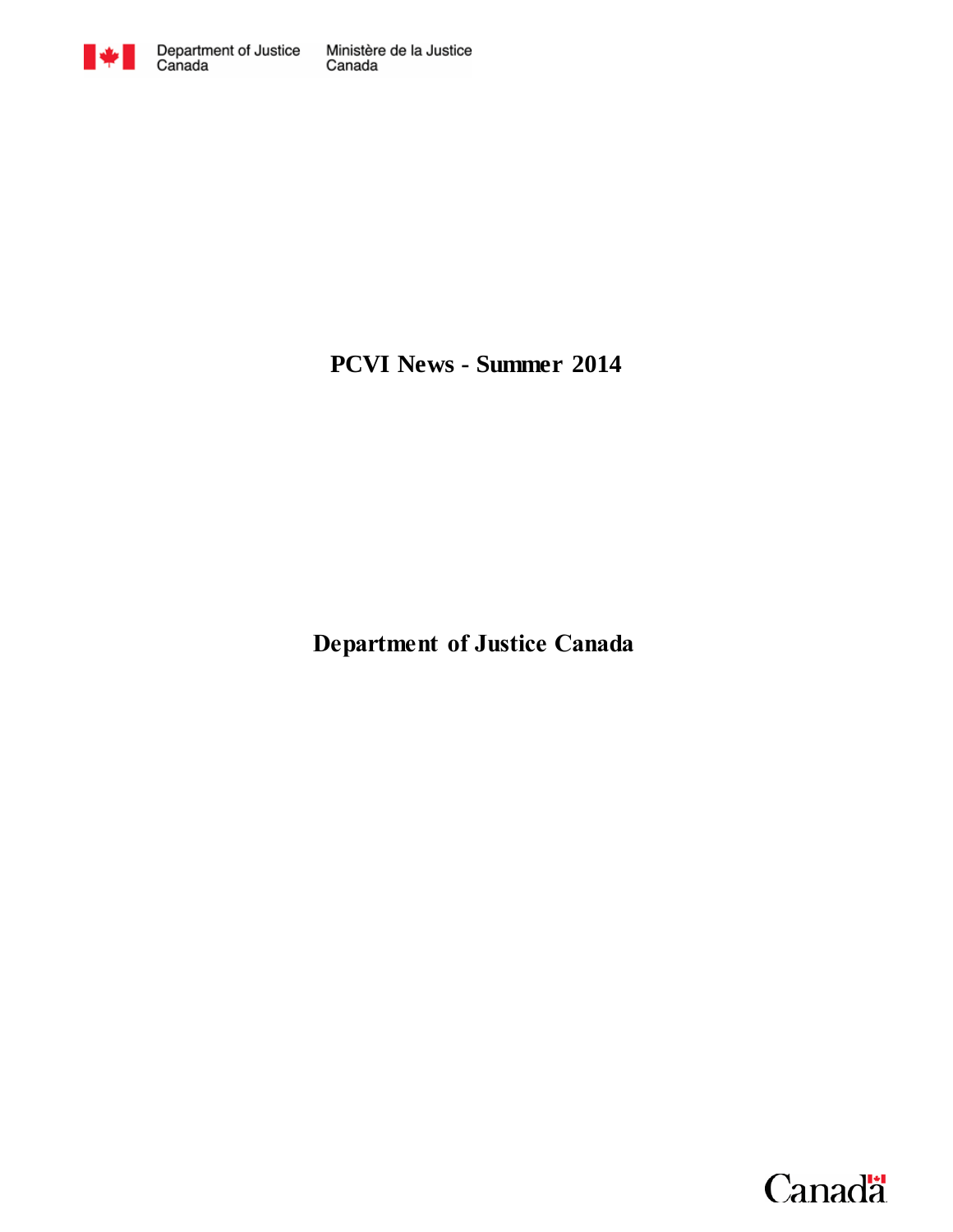Department of Justice Canada | Ministère de la Justice Canada

# PCVI News - Summer 2014

## Department of Justice Canada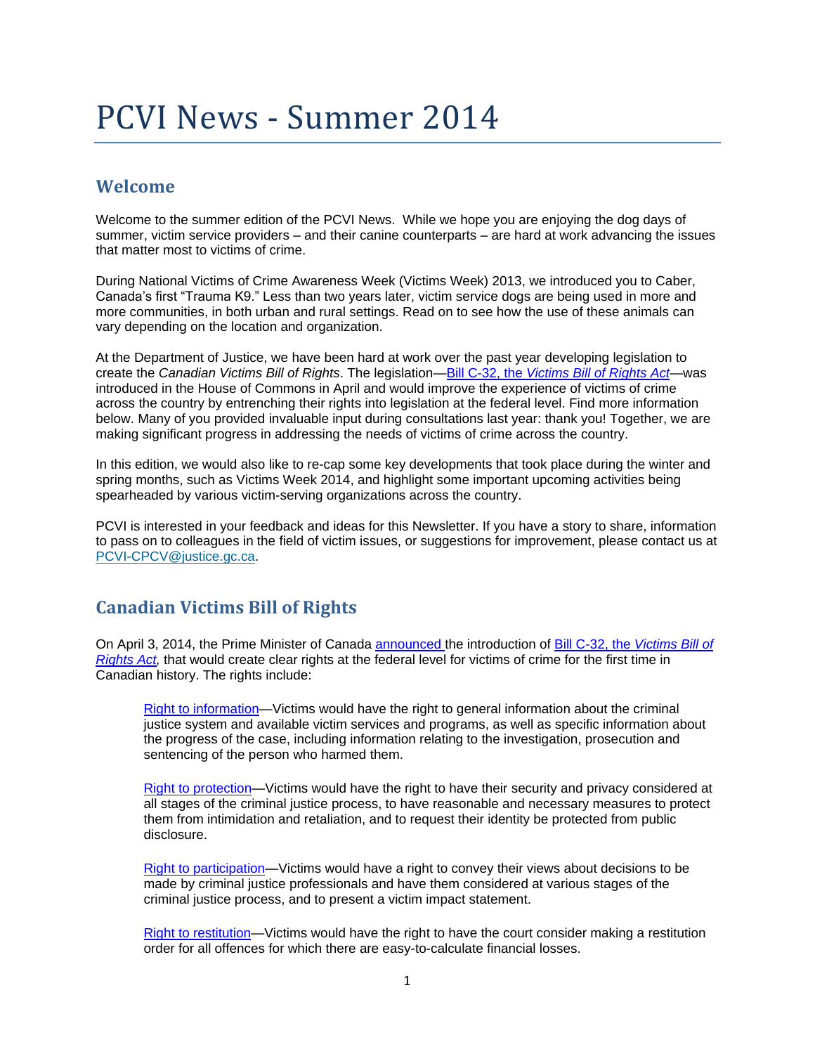# PCVI News - Summer 2014

## Welcome

Welcome to the summer edition of the PCVI News. While we hope you are enjoying the dog days of summer, victim service providers – and their canine counterparts – are hard at work advancing the issues that matter most to victims of crime.

During National Victims of Crime Awareness Week (Victims Week) 2013, we introduced you to Caber, Canada's first "Trauma K9." Less than two years later, victim service dogs are being used in more and more communities, in both urban and rural settings. Read on to see how the use of these animals can vary depending on the location and organization.

At the Department of Justice, we have been hard at work over the past year developing legislation to create the *Canadian Victims Bill of Rights*. The legislation—Bill C-32, the *Victims Bill of Rights Act*—was introduced in the House of Commons in April and would improve the experience of victims of crime across the country by entrenching their rights into legislation at the federal level. Find more information below. Many of you provided invaluable input during consultations last year: thank you! Together, we are making significant progress in addressing the needs of victims of crime across the country.

In this edition, we would also like to re-cap some key developments that took place during the winter and spring months, such as Victims Week 2014, and highlight some important upcoming activities being spearheaded by various victim-serving organizations across the country.

PCVI is interested in your feedback and ideas for this Newsletter. If you have a story to share, information to pass on to colleagues in the field of victim issues, or suggestions for improvement, please contact us at PCVI-CPCV@justice.gc.ca.

## Canadian Victims Bill of Rights

On April 3, 2014, the Prime Minister of Canada announced the introduction of Bill C-32, the *Victims Bill of Rights Act,* that would create clear rights at the federal level for victims of crime for the first time in Canadian history. The rights include:

> Right to information—Victims would have the right to general information about the criminal justice system and available victim services and programs, as well as specific information about the progress of the case, including information relating to the investigation, prosecution and sentencing of the person who harmed them.
>
> Right to protection—Victims would have the right to have their security and privacy considered at all stages of the criminal justice process, to have reasonable and necessary measures to protect them from intimidation and retaliation, and to request their identity be protected from public disclosure.
>
> Right to participation—Victims would have a right to convey their views about decisions to be made by criminal justice professionals and have them considered at various stages of the criminal justice process, and to present a victim impact statement.
>
> Right to restitution—Victims would have the right to have the court consider making a restitution order for all offences for which there are easy-to-calculate financial losses.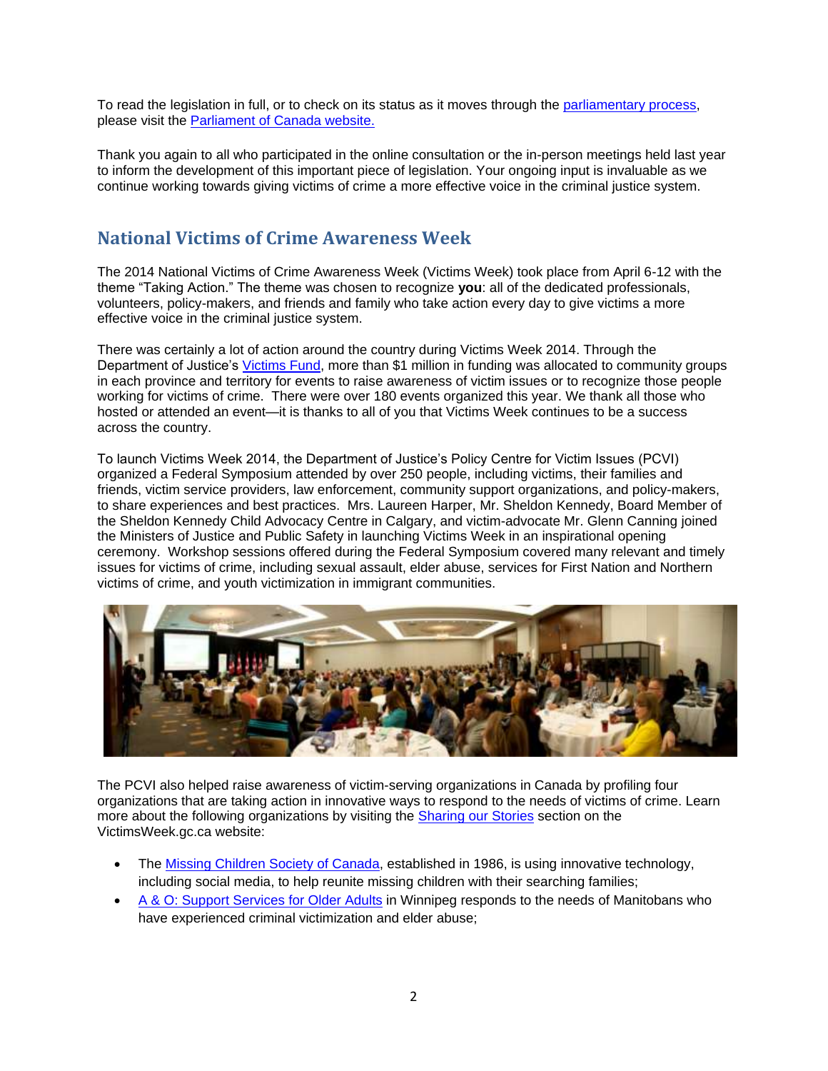To read the legislation in full, or to check on its status as it moves through the parliamentary process, please visit the Parliament of Canada website.

Thank you again to all who participated in the online consultation or the in-person meetings held last year to inform the development of this important piece of legislation. Your ongoing input is invaluable as we continue working towards giving victims of crime a more effective voice in the criminal justice system.

## National Victims of Crime Awareness Week

The 2014 National Victims of Crime Awareness Week (Victims Week) took place from April 6-12 with the theme "Taking Action." The theme was chosen to recognize **you**: all of the dedicated professionals, volunteers, policy-makers, and friends and family who take action every day to give victims a more effective voice in the criminal justice system.

There was certainly a lot of action around the country during Victims Week 2014. Through the Department of Justice's Victims Fund, more than $1 million in funding was allocated to community groups in each province and territory for events to raise awareness of victim issues or to recognize those people working for victims of crime. There were over 180 events organized this year. We thank all those who hosted or attended an event—it is thanks to all of you that Victims Week continues to be a success across the country.

To launch Victims Week 2014, the Department of Justice's Policy Centre for Victim Issues (PCVI) organized a Federal Symposium attended by over 250 people, including victims, their families and friends, victim service providers, law enforcement, community support organizations, and policy-makers, to share experiences and best practices. Mrs. Laureen Harper, Mr. Sheldon Kennedy, Board Member of the Sheldon Kennedy Child Advocacy Centre in Calgary, and victim-advocate Mr. Glenn Canning joined the Ministers of Justice and Public Safety in launching Victims Week in an inspirational opening ceremony. Workshop sessions offered during the Federal Symposium covered many relevant and timely issues for victims of crime, including sexual assault, elder abuse, services for First Nation and Northern victims of crime, and youth victimization in immigrant communities.

The PCVI also helped raise awareness of victim-serving organizations in Canada by profiling four organizations that are taking action in innovative ways to respond to the needs of victims of crime. Learn more about the following organizations by visiting the Sharing our Stories section on the VictimsWeek.gc.ca website:

- The Missing Children Society of Canada, established in 1986, is using innovative technology, including social media, to help reunite missing children with their searching families;
- A & O: Support Services for Older Adults in Winnipeg responds to the needs of Manitobans who have experienced criminal victimization and elder abuse;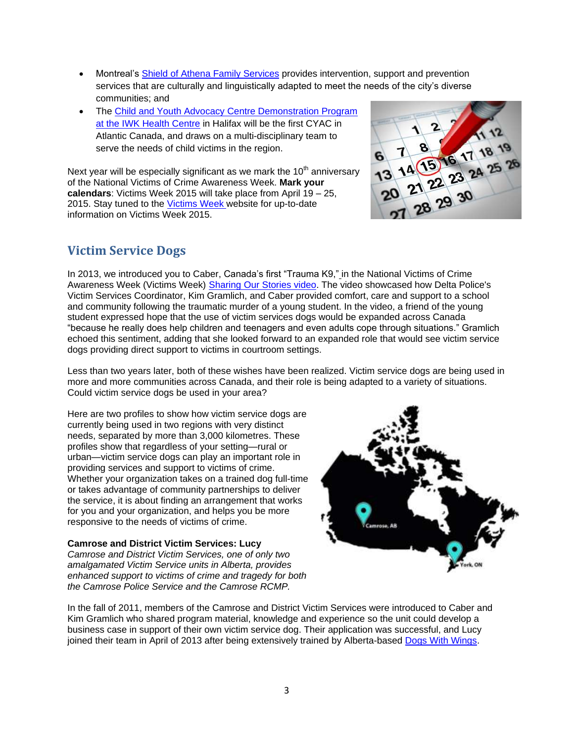- Montreal's Shield of Athena Family Services provides intervention, support and prevention services that are culturally and linguistically adapted to meet the needs of the city's diverse communities; and
- The Child and Youth Advocacy Centre Demonstration Program at the IWK Health Centre in Halifax will be the first CYAC in Atlantic Canada, and draws on a multi-disciplinary team to serve the needs of child victims in the region.

Next year will be especially significant as we mark the 10th anniversary of the National Victims of Crime Awareness Week. **Mark your calendars**: Victims Week 2015 will take place from April 19 – 25, 2015. Stay tuned to the Victims Week website for up-to-date information on Victims Week 2015.

## Victim Service Dogs

In 2013, we introduced you to Caber, Canada's first "Trauma K9," in the National Victims of Crime Awareness Week (Victims Week) Sharing Our Stories video. The video showcased how Delta Police's Victim Services Coordinator, Kim Gramlich, and Caber provided comfort, care and support to a school and community following the traumatic murder of a young student. In the video, a friend of the young student expressed hope that the use of victim services dogs would be expanded across Canada "because he really does help children and teenagers and even adults cope through situations." Gramlich echoed this sentiment, adding that she looked forward to an expanded role that would see victim service dogs providing direct support to victims in courtroom settings.

Less than two years later, both of these wishes have been realized. Victim service dogs are being used in more and more communities across Canada, and their role is being adapted to a variety of situations. Could victim service dogs be used in your area?

Here are two profiles to show how victim service dogs are currently being used in two regions with very distinct needs, separated by more than 3,000 kilometres. These profiles show that regardless of your setting—rural or urban—victim service dogs can play an important role in providing services and support to victims of crime. Whether your organization takes on a trained dog full-time or takes advantage of community partnerships to deliver the service, it is about finding an arrangement that works for you and your organization, and helps you be more responsive to the needs of victims of crime.

**Camrose and District Victim Services: Lucy**

*Camrose and District Victim Services, one of only two amalgamated Victim Service units in Alberta, provides enhanced support to victims of crime and tragedy for both the Camrose Police Service and the Camrose RCMP.*

In the fall of 2011, members of the Camrose and District Victim Services were introduced to Caber and Kim Gramlich who shared program material, knowledge and experience so the unit could develop a business case in support of their own victim service dog. Their application was successful, and Lucy joined their team in April of 2013 after being extensively trained by Alberta-based Dogs With Wings.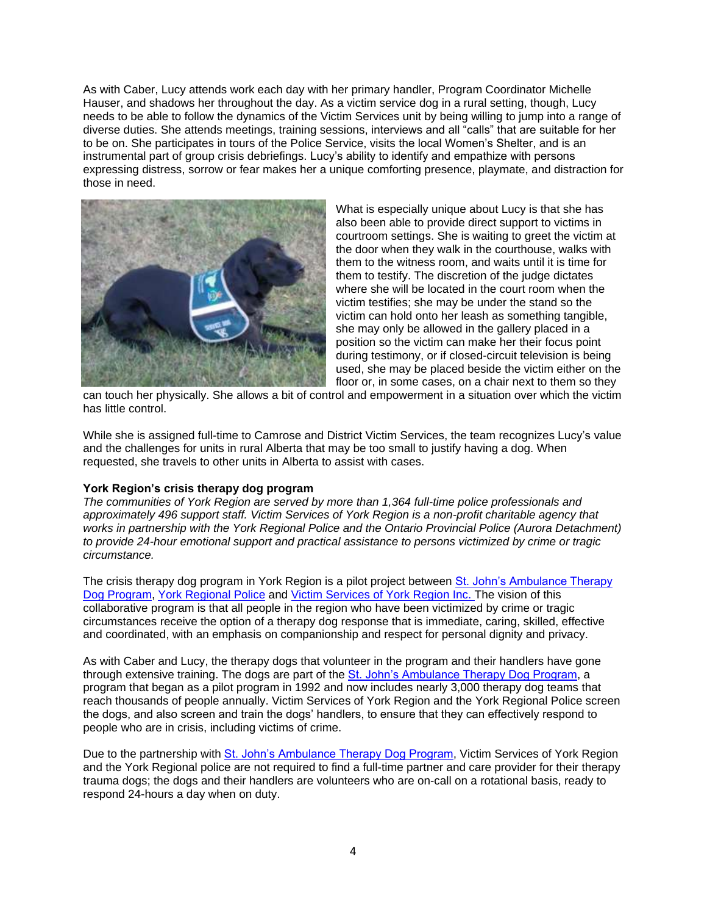As with Caber, Lucy attends work each day with her primary handler, Program Coordinator Michelle Hauser, and shadows her throughout the day. As a victim service dog in a rural setting, though, Lucy needs to be able to follow the dynamics of the Victim Services unit by being willing to jump into a range of diverse duties. She attends meetings, training sessions, interviews and all "calls" that are suitable for her to be on. She participates in tours of the Police Service, visits the local Women's Shelter, and is an instrumental part of group crisis debriefings. Lucy's ability to identify and empathize with persons expressing distress, sorrow or fear makes her a unique comforting presence, playmate, and distraction for those in need.

What is especially unique about Lucy is that she has also been able to provide direct support to victims in courtroom settings. She is waiting to greet the victim at the door when they walk in the courthouse, walks with them to the witness room, and waits until it is time for them to testify. The discretion of the judge dictates where she will be located in the court room when the victim testifies; she may be under the stand so the victim can hold onto her leash as something tangible, she may only be allowed in the gallery placed in a position so the victim can make her their focus point during testimony, or if closed-circuit television is being used, she may be placed beside the victim either on the floor or, in some cases, on a chair next to them so they can touch her physically. She allows a bit of control and empowerment in a situation over which the victim has little control.

While she is assigned full-time to Camrose and District Victim Services, the team recognizes Lucy's value and the challenges for units in rural Alberta that may be too small to justify having a dog. When requested, she travels to other units in Alberta to assist with cases.

**York Region's crisis therapy dog program**

*The communities of York Region are served by more than 1,364 full-time police professionals and approximately 496 support staff. Victim Services of York Region is a non-profit charitable agency that works in partnership with the York Regional Police and the Ontario Provincial Police (Aurora Detachment) to provide 24-hour emotional support and practical assistance to persons victimized by crime or tragic circumstance.*

The crisis therapy dog program in York Region is a pilot project between St. John's Ambulance Therapy Dog Program, York Regional Police and Victim Services of York Region Inc. The vision of this collaborative program is that all people in the region who have been victimized by crime or tragic circumstances receive the option of a therapy dog response that is immediate, caring, skilled, effective and coordinated, with an emphasis on companionship and respect for personal dignity and privacy.

As with Caber and Lucy, the therapy dogs that volunteer in the program and their handlers have gone through extensive training. The dogs are part of the St. John's Ambulance Therapy Dog Program, a program that began as a pilot program in 1992 and now includes nearly 3,000 therapy dog teams that reach thousands of people annually. Victim Services of York Region and the York Regional Police screen the dogs, and also screen and train the dogs' handlers, to ensure that they can effectively respond to people who are in crisis, including victims of crime.

Due to the partnership with St. John's Ambulance Therapy Dog Program, Victim Services of York Region and the York Regional police are not required to find a full-time partner and care provider for their therapy trauma dogs; the dogs and their handlers are volunteers who are on-call on a rotational basis, ready to respond 24-hours a day when on duty.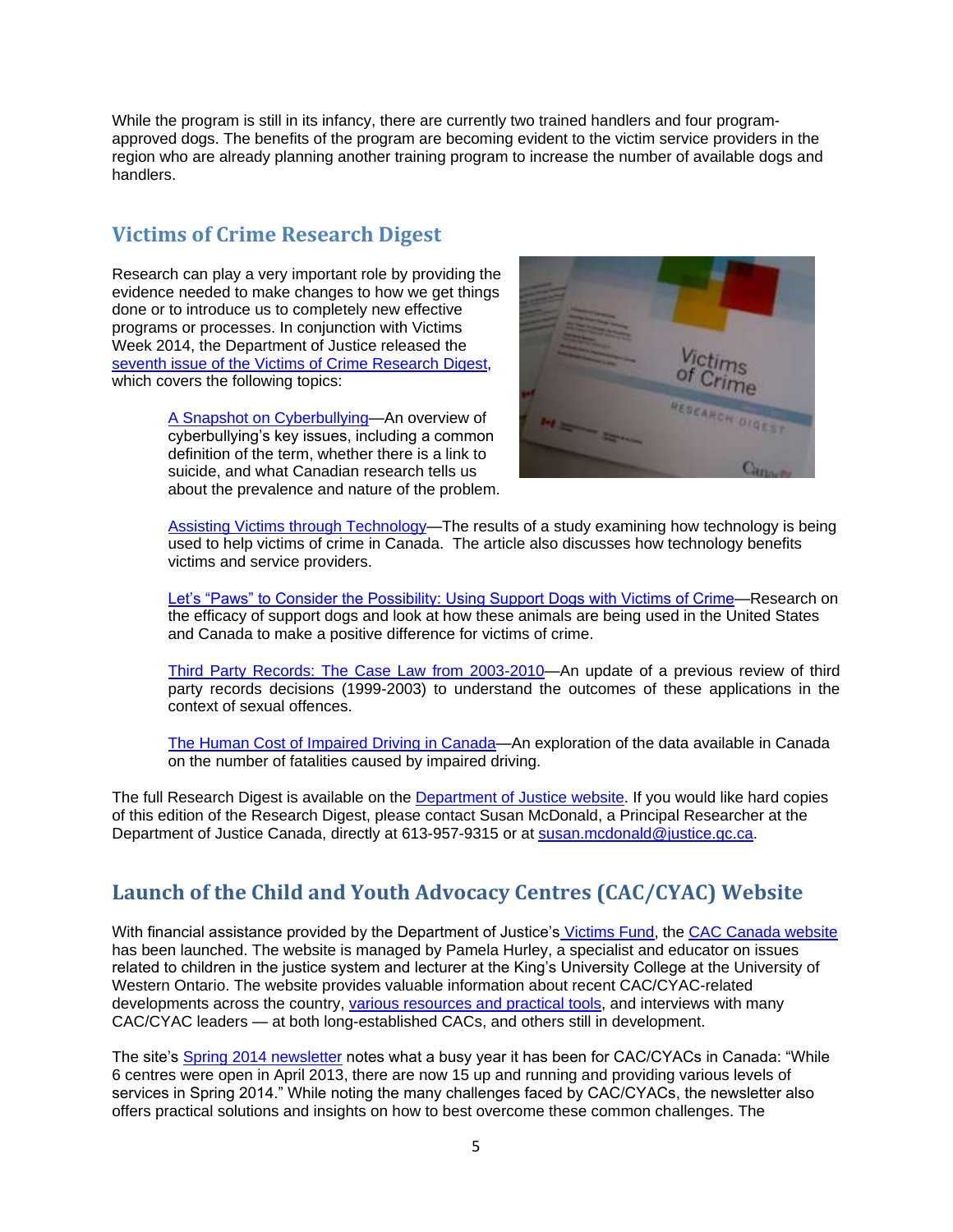While the program is still in its infancy, there are currently two trained handlers and four program-approved dogs. The benefits of the program are becoming evident to the victim service providers in the region who are already planning another training program to increase the number of available dogs and handlers.

## Victims of Crime Research Digest

Research can play a very important role by providing the evidence needed to make changes to how we get things done or to introduce us to completely new effective programs or processes. In conjunction with Victims Week 2014, the Department of Justice released the seventh issue of the Victims of Crime Research Digest, which covers the following topics:

A Snapshot on Cyberbullying—An overview of cyberbullying's key issues, including a common definition of the term, whether there is a link to suicide, and what Canadian research tells us about the prevalence and nature of the problem.

Assisting Victims through Technology—The results of a study examining how technology is being used to help victims of crime in Canada. The article also discusses how technology benefits victims and service providers.

Let's "Paws" to Consider the Possibility: Using Support Dogs with Victims of Crime—Research on the efficacy of support dogs and look at how these animals are being used in the United States and Canada to make a positive difference for victims of crime.

Third Party Records: The Case Law from 2003-2010—An update of a previous review of third party records decisions (1999-2003) to understand the outcomes of these applications in the context of sexual offences.

The Human Cost of Impaired Driving in Canada—An exploration of the data available in Canada on the number of fatalities caused by impaired driving.

The full Research Digest is available on the Department of Justice website. If you would like hard copies of this edition of the Research Digest, please contact Susan McDonald, a Principal Researcher at the Department of Justice Canada, directly at 613-957-9315 or at susan.mcdonald@justice.gc.ca.

## Launch of the Child and Youth Advocacy Centres (CAC/CYAC) Website

With financial assistance provided by the Department of Justice's Victims Fund, the CAC Canada website has been launched. The website is managed by Pamela Hurley, a specialist and educator on issues related to children in the justice system and lecturer at the King's University College at the University of Western Ontario. The website provides valuable information about recent CAC/CYAC-related developments across the country, various resources and practical tools, and interviews with many CAC/CYAC leaders — at both long-established CACs, and others still in development.

The site's Spring 2014 newsletter notes what a busy year it has been for CAC/CYACs in Canada: "While 6 centres were open in April 2013, there are now 15 up and running and providing various levels of services in Spring 2014." While noting the many challenges faced by CAC/CYACs, the newsletter also offers practical solutions and insights on how to best overcome these common challenges. The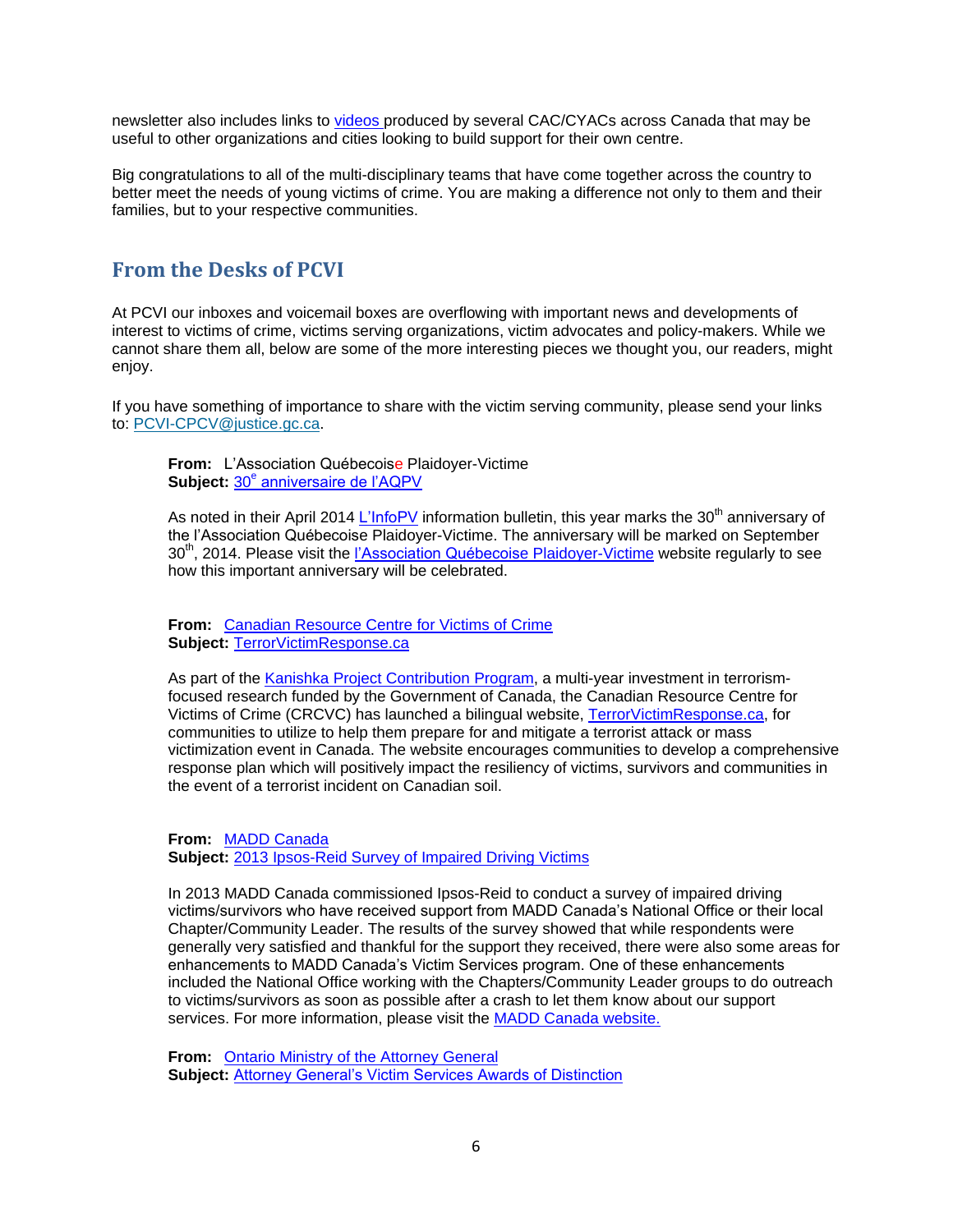newsletter also includes links to videos produced by several CAC/CYACs across Canada that may be useful to other organizations and cities looking to build support for their own centre.

Big congratulations to all of the multi-disciplinary teams that have come together across the country to better meet the needs of young victims of crime. You are making a difference not only to them and their families, but to your respective communities.

## From the Desks of PCVI

At PCVI our inboxes and voicemail boxes are overflowing with important news and developments of interest to victims of crime, victims serving organizations, victim advocates and policy-makers. While we cannot share them all, below are some of the more interesting pieces we thought you, our readers, might enjoy.

If you have something of importance to share with the victim serving community, please send your links to: PCVI-CPCV@justice.gc.ca.

**From:** L'Association Québecoise Plaidoyer-Victime
**Subject:** 30e anniversaire de l'AQPV

As noted in their April 2014 L'InfoPV information bulletin, this year marks the 30th anniversary of the l'Association Québecoise Plaidoyer-Victime. The anniversary will be marked on September 30th, 2014. Please visit the l'Association Québecoise Plaidoyer-Victime website regularly to see how this important anniversary will be celebrated.

**From:** Canadian Resource Centre for Victims of Crime
**Subject:** TerrorVictimResponse.ca

As part of the Kanishka Project Contribution Program, a multi-year investment in terrorism-focused research funded by the Government of Canada, the Canadian Resource Centre for Victims of Crime (CRCVC) has launched a bilingual website, TerrorVictimResponse.ca, for communities to utilize to help them prepare for and mitigate a terrorist attack or mass victimization event in Canada. The website encourages communities to develop a comprehensive response plan which will positively impact the resiliency of victims, survivors and communities in the event of a terrorist incident on Canadian soil.

**From:** MADD Canada
**Subject:** 2013 Ipsos-Reid Survey of Impaired Driving Victims

In 2013 MADD Canada commissioned Ipsos-Reid to conduct a survey of impaired driving victims/survivors who have received support from MADD Canada's National Office or their local Chapter/Community Leader. The results of the survey showed that while respondents were generally very satisfied and thankful for the support they received, there were also some areas for enhancements to MADD Canada's Victim Services program. One of these enhancements included the National Office working with the Chapters/Community Leader groups to do outreach to victims/survivors as soon as possible after a crash to let them know about our support services. For more information, please visit the MADD Canada website.

**From:** Ontario Ministry of the Attorney General
**Subject:** Attorney General's Victim Services Awards of Distinction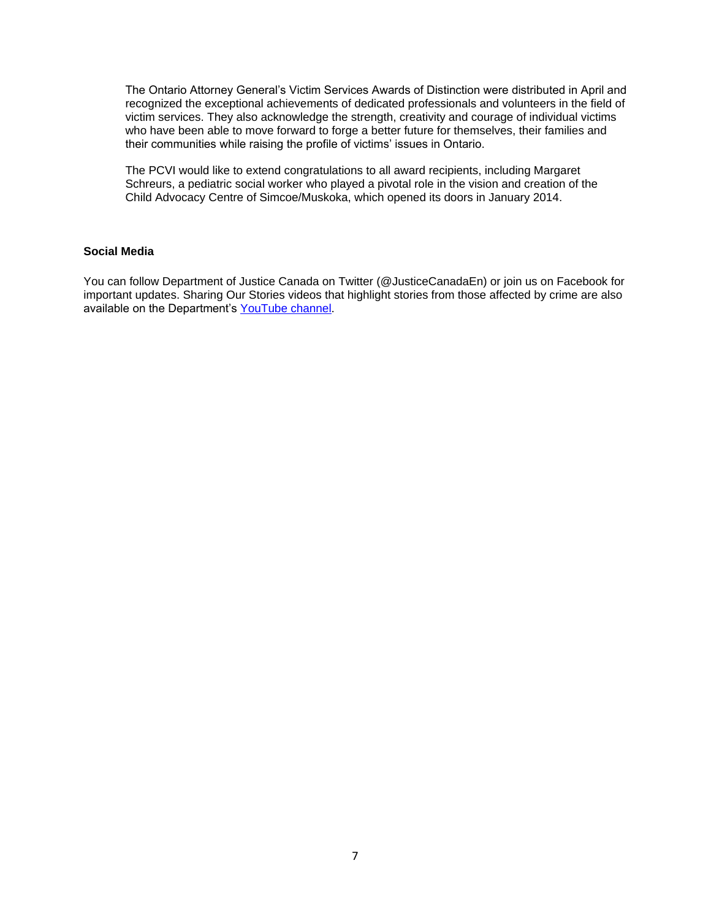The Ontario Attorney General's Victim Services Awards of Distinction were distributed in April and recognized the exceptional achievements of dedicated professionals and volunteers in the field of victim services. They also acknowledge the strength, creativity and courage of individual victims who have been able to move forward to forge a better future for themselves, their families and their communities while raising the profile of victims' issues in Ontario.

The PCVI would like to extend congratulations to all award recipients, including Margaret Schreurs, a pediatric social worker who played a pivotal role in the vision and creation of the Child Advocacy Centre of Simcoe/Muskoka, which opened its doors in January 2014.

**Social Media**

You can follow Department of Justice Canada on Twitter (@JusticeCanadaEn) or join us on Facebook for important updates. Sharing Our Stories videos that highlight stories from those affected by crime are also available on the Department's YouTube channel.